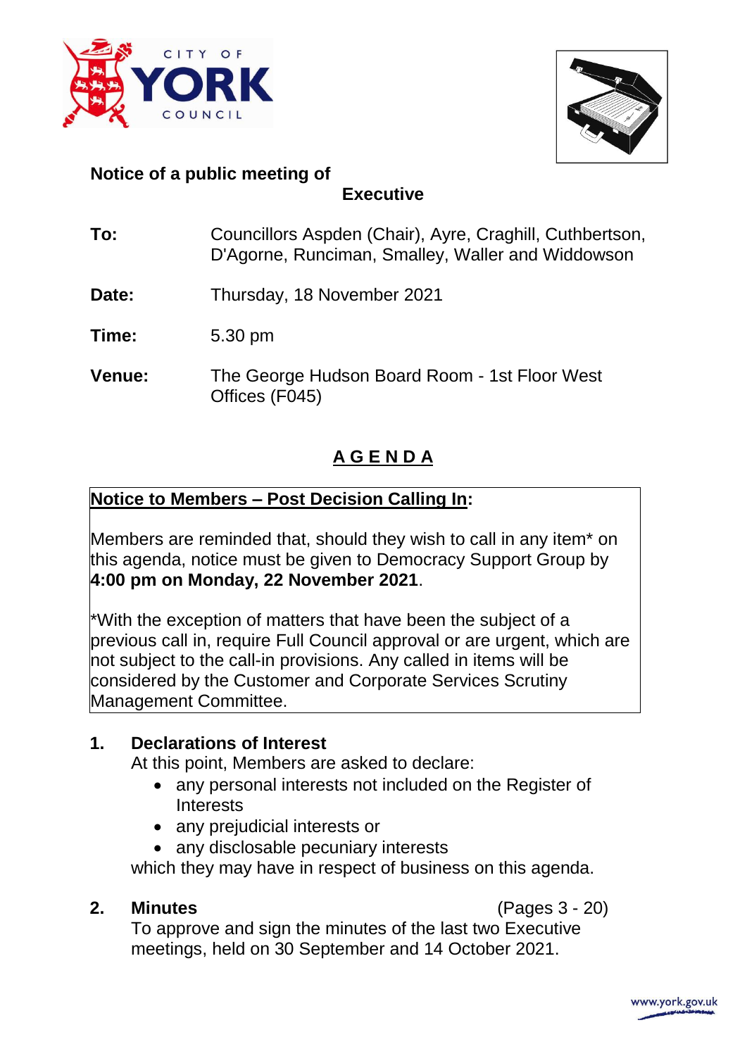**Notice of a public meeting of**

**Executive**

**To:** Councillors Aspden (Chair), Ayre, Craghill, Cuthbertson, D'Agorne, Runciman, Smalley, Waller and Widdowson

**Date:** Thursday, 18 November 2021

**Time:** 5.30 pm

**Venue:** The George Hudson Board Room - 1st Floor West Offices (F045)

## A G E N D A

**Notice to Members – Post Decision Calling In:**

Members are reminded that, should they wish to call in any item* on this agenda, notice must be given to Democracy Support Group by **4:00 pm on Monday, 22 November 2021**.

*With the exception of matters that have been the subject of a previous call in, require Full Council approval or are urgent, which are not subject to the call-in provisions. Any called in items will be considered by the Customer and Corporate Services Scrutiny Management Committee.

**1. Declarations of Interest**

At this point, Members are asked to declare:

- any personal interests not included on the Register of Interests
- any prejudicial interests or
- any disclosable pecuniary interests

which they may have in respect of business on this agenda.

**2. Minutes** (Pages 3 - 20)

To approve and sign the minutes of the last two Executive meetings, held on 30 September and 14 October 2021.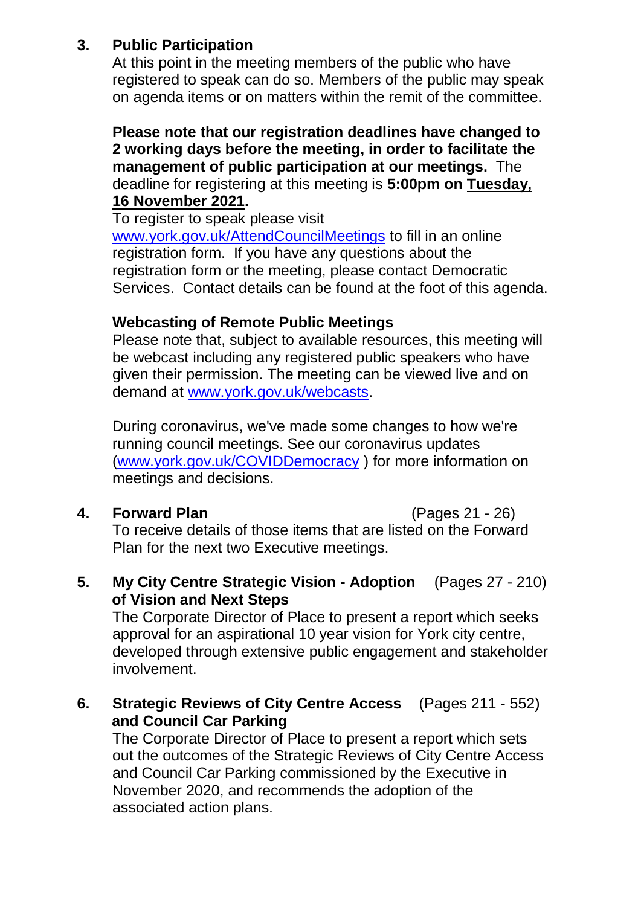**3. Public Participation**

At this point in the meeting members of the public who have registered to speak can do so. Members of the public may speak on agenda items or on matters within the remit of the committee.

**Please note that our registration deadlines have changed to 2 working days before the meeting, in order to facilitate the management of public participation at our meetings.** The deadline for registering at this meeting is **5:00pm on Tuesday, 16 November 2021.**

To register to speak please visit [www.york.gov.uk/AttendCouncilMeetings](www.york.gov.uk/AttendCouncilMeetings) to fill in an online registration form. If you have any questions about the registration form or the meeting, please contact Democratic Services. Contact details can be found at the foot of this agenda.

**Webcasting of Remote Public Meetings**

Please note that, subject to available resources, this meeting will be webcast including any registered public speakers who have given their permission. The meeting can be viewed live and on demand at [www.york.gov.uk/webcasts](www.york.gov.uk/webcasts).

During coronavirus, we've made some changes to how we're running council meetings. See our coronavirus updates ([www.york.gov.uk/COVIDDemocracy](www.york.gov.uk/COVIDDemocracy) ) for more information on meetings and decisions.

**4. Forward Plan** (Pages 21 - 26)

To receive details of those items that are listed on the Forward Plan for the next two Executive meetings.

**5. My City Centre Strategic Vision - Adoption of Vision and Next Steps** (Pages 27 - 210)

The Corporate Director of Place to present a report which seeks approval for an aspirational 10 year vision for York city centre, developed through extensive public engagement and stakeholder involvement.

**6. Strategic Reviews of City Centre Access and Council Car Parking** (Pages 211 - 552)

The Corporate Director of Place to present a report which sets out the outcomes of the Strategic Reviews of City Centre Access and Council Car Parking commissioned by the Executive in November 2020, and recommends the adoption of the associated action plans.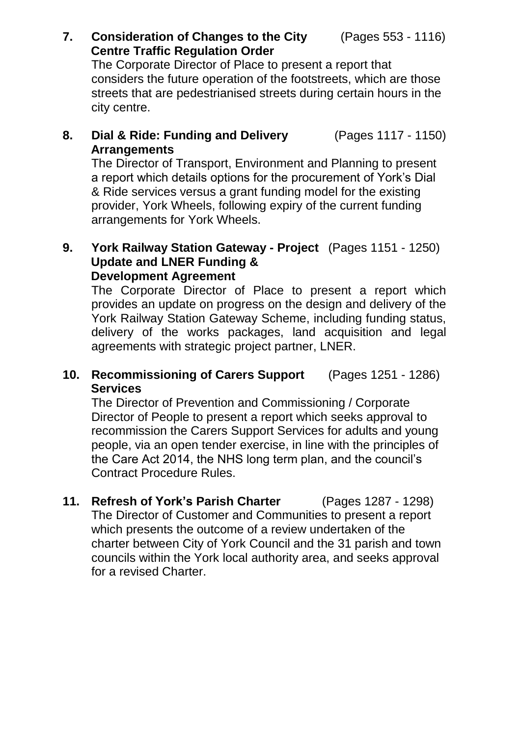**7. Consideration of Changes to the City Centre Traffic Regulation Order** (Pages 553 - 1116)

The Corporate Director of Place to present a report that considers the future operation of the footstreets, which are those streets that are pedestrianised streets during certain hours in the city centre.

**8. Dial & Ride: Funding and Delivery Arrangements** (Pages 1117 - 1150)

The Director of Transport, Environment and Planning to present a report which details options for the procurement of York's Dial & Ride services versus a grant funding model for the existing provider, York Wheels, following expiry of the current funding arrangements for York Wheels.

**9. York Railway Station Gateway - Project Update and LNER Funding & Development Agreement** (Pages 1151 - 1250)

The Corporate Director of Place to present a report which provides an update on progress on the design and delivery of the York Railway Station Gateway Scheme, including funding status, delivery of the works packages, land acquisition and legal agreements with strategic project partner, LNER.

**10. Recommissioning of Carers Support Services** (Pages 1251 - 1286)

The Director of Prevention and Commissioning / Corporate Director of People to present a report which seeks approval to recommission the Carers Support Services for adults and young people, via an open tender exercise, in line with the principles of the Care Act 2014, the NHS long term plan, and the council's Contract Procedure Rules.

**11. Refresh of York's Parish Charter** (Pages 1287 - 1298)

The Director of Customer and Communities to present a report which presents the outcome of a review undertaken of the charter between City of York Council and the 31 parish and town councils within the York local authority area, and seeks approval for a revised Charter.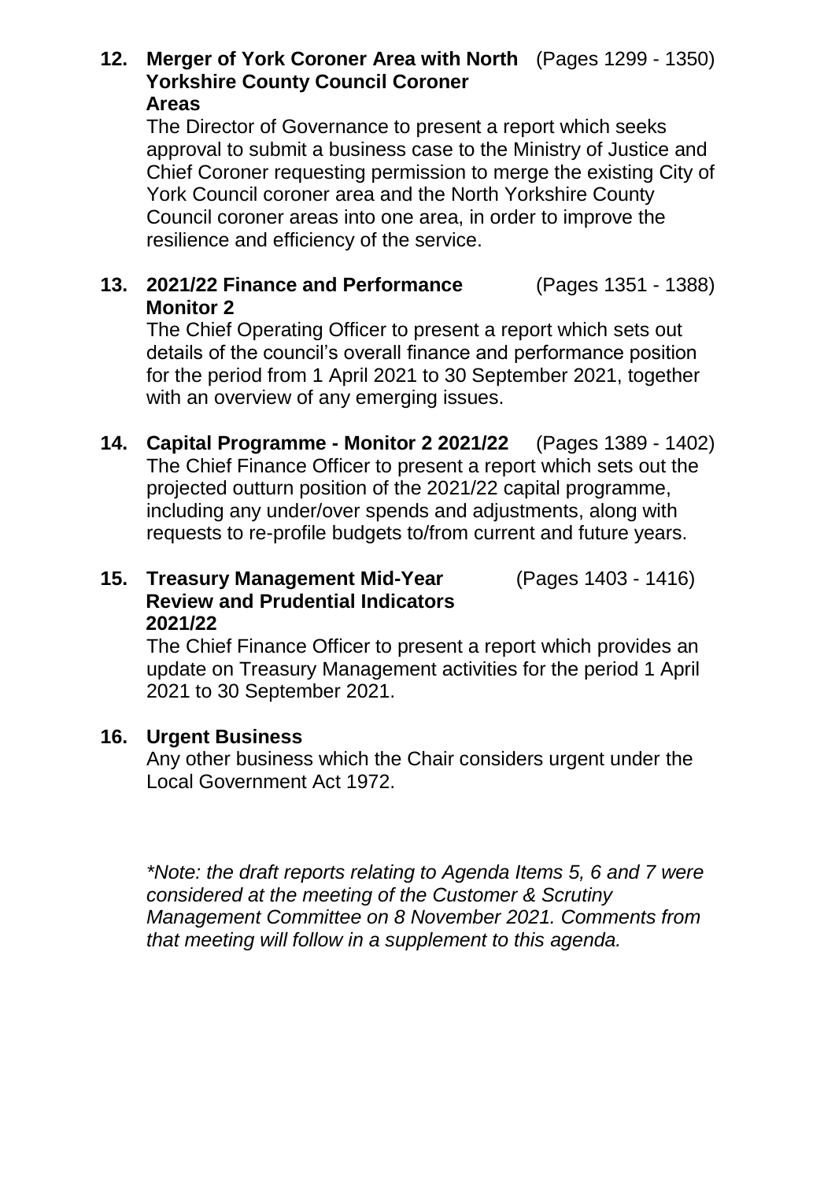**12. Merger of York Coroner Area with North Yorkshire County Council Coroner Areas** (Pages 1299 - 1350)

The Director of Governance to present a report which seeks approval to submit a business case to the Ministry of Justice and Chief Coroner requesting permission to merge the existing City of York Council coroner area and the North Yorkshire County Council coroner areas into one area, in order to improve the resilience and efficiency of the service.

**13. 2021/22 Finance and Performance Monitor 2** (Pages 1351 - 1388)

The Chief Operating Officer to present a report which sets out details of the council's overall finance and performance position for the period from 1 April 2021 to 30 September 2021, together with an overview of any emerging issues.

**14. Capital Programme - Monitor 2 2021/22** (Pages 1389 - 1402)

The Chief Finance Officer to present a report which sets out the projected outturn position of the 2021/22 capital programme, including any under/over spends and adjustments, along with requests to re-profile budgets to/from current and future years.

**15. Treasury Management Mid-Year Review and Prudential Indicators 2021/22** (Pages 1403 - 1416)

The Chief Finance Officer to present a report which provides an update on Treasury Management activities for the period 1 April 2021 to 30 September 2021.

**16. Urgent Business**

Any other business which the Chair considers urgent under the Local Government Act 1972.

*\*Note: the draft reports relating to Agenda Items 5, 6 and 7 were considered at the meeting of the Customer & Scrutiny Management Committee on 8 November 2021. Comments from that meeting will follow in a supplement to this agenda.*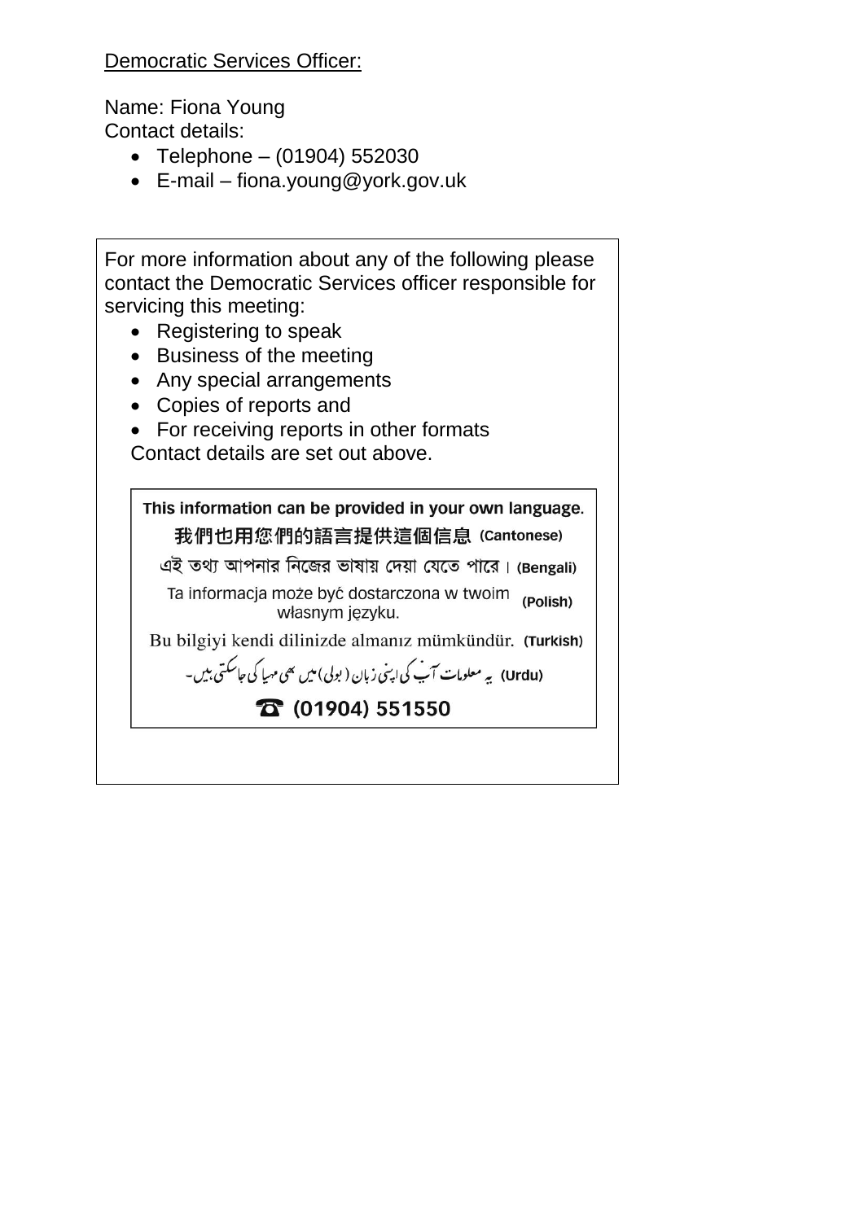Democratic Services Officer:

Name: Fiona Young
Contact details:

- Telephone – (01904) 552030
- E-mail – fiona.young@york.gov.uk

For more information about any of the following please contact the Democratic Services officer responsible for servicing this meeting:

- Registering to speak
- Business of the meeting
- Any special arrangements
- Copies of reports and
- For receiving reports in other formats

Contact details are set out above.

**This information can be provided in your own language.**

**我們也用您們的語言提供這個信息 (Cantonese)**

এই তথ্য আপনার নিজের ভাষায় দেয়া যেতে পারে। **(Bengali)**

Ta informacja może być dostarczona w twoim własnym języku. **(Polish)**

Bu bilgiyi kendi dilinizde almanız mümkündür. **(Turkish)**

**(Urdu)** یہ معلومات آپ کی اپنی زبان (بولی) میں بھی مہیا کی جاسکتی ہیں۔

**☎ (01904) 551550**